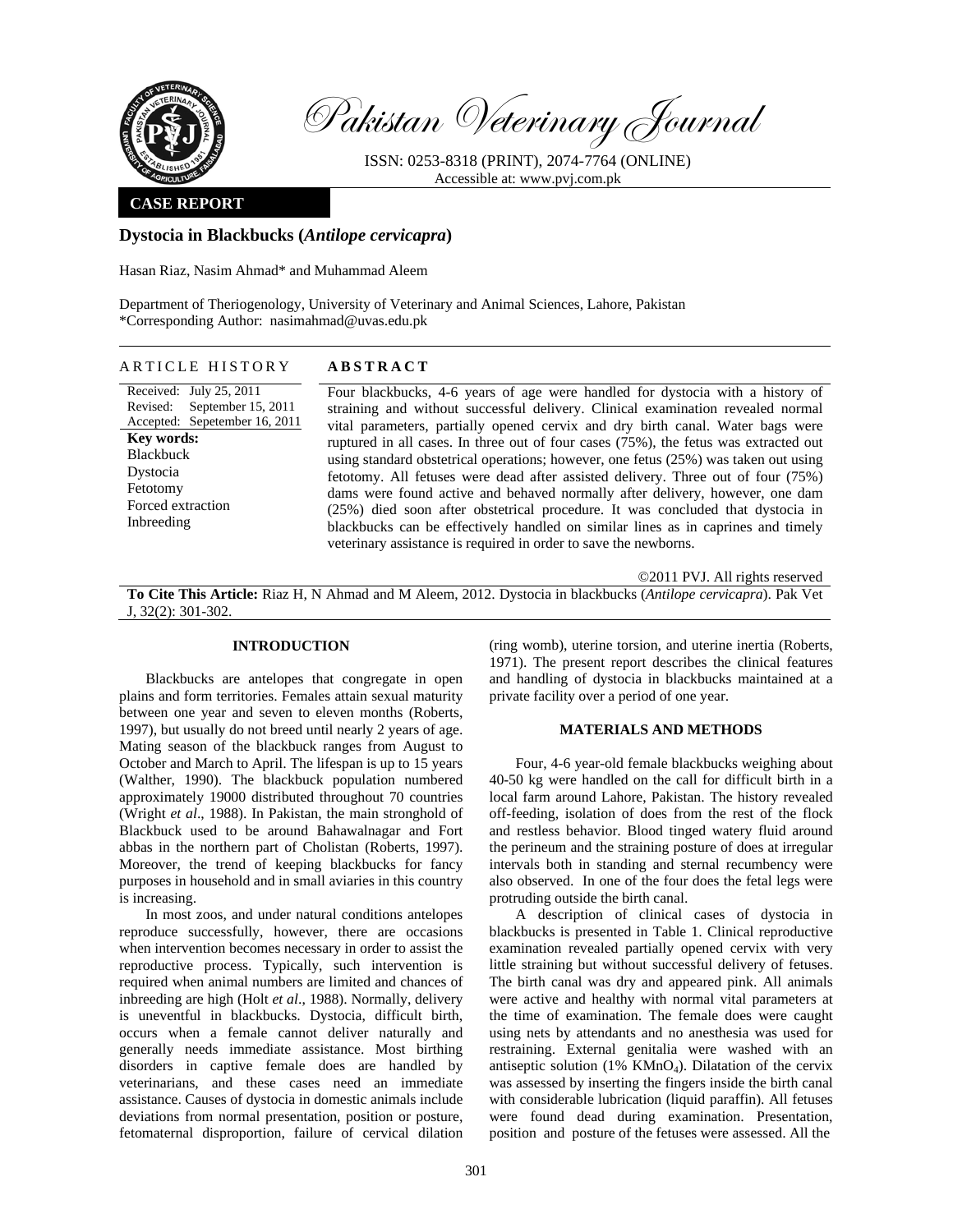Pakistan Veterinary Journal

ISSN: 0253-8318 (PRINT), 2074-7764 (ONLINE)
Accessible at: www.pvj.com.pk

**CASE REPORT**

# Dystocia in Blackbucks (*Antilope cervicapra*)

Hasan Riaz, Nasim Ahmad* and Muhammad Aleem

Department of Theriogenology, University of Veterinary and Animal Sciences, Lahore, Pakistan
*Corresponding Author: nasimahmad@uvas.edu.pk

## ARTICLE HISTORY

Received: July 25, 2011
Revised: September 15, 2011
Accepted: Sepetember 16, 2011

**Key words:**
Blackbuck
Dystocia
Fetotomy
Forced extraction
Inbreeding

## ABSTRACT

Four blackbucks, 4-6 years of age were handled for dystocia with a history of straining and without successful delivery. Clinical examination revealed normal vital parameters, partially opened cervix and dry birth canal. Water bags were ruptured in all cases. In three out of four cases (75%), the fetus was extracted out using standard obstetrical operations; however, one fetus (25%) was taken out using fetotomy. All fetuses were dead after assisted delivery. Three out of four (75%) dams were found active and behaved normally after delivery, however, one dam (25%) died soon after obstetrical procedure. It was concluded that dystocia in blackbucks can be effectively handled on similar lines as in caprines and timely veterinary assistance is required in order to save the newborns.

©2011 PVJ. All rights reserved

**To Cite This Article:** Riaz H, N Ahmad and M Aleem, 2012. Dystocia in blackbucks (*Antilope cervicapra*). Pak Vet J, 32(2): 301-302.

## INTRODUCTION

Blackbucks are antelopes that congregate in open plains and form territories. Females attain sexual maturity between one year and seven to eleven months (Roberts, 1997), but usually do not breed until nearly 2 years of age. Mating season of the blackbuck ranges from August to October and March to April. The lifespan is up to 15 years (Walther, 1990). The blackbuck population numbered approximately 19000 distributed throughout 70 countries (Wright *et al*., 1988). In Pakistan, the main stronghold of Blackbuck used to be around Bahawalnagar and Fort abbas in the northern part of Cholistan (Roberts, 1997). Moreover, the trend of keeping blackbucks for fancy purposes in household and in small aviaries in this country is increasing.

In most zoos, and under natural conditions antelopes reproduce successfully, however, there are occasions when intervention becomes necessary in order to assist the reproductive process. Typically, such intervention is required when animal numbers are limited and chances of inbreeding are high (Holt *et al*., 1988). Normally, delivery is uneventful in blackbucks. Dystocia, difficult birth, occurs when a female cannot deliver naturally and generally needs immediate assistance. Most birthing disorders in captive female does are handled by veterinarians, and these cases need an immediate assistance. Causes of dystocia in domestic animals include deviations from normal presentation, position or posture, fetomaternal disproportion, failure of cervical dilation (ring womb), uterine torsion, and uterine inertia (Roberts, 1971). The present report describes the clinical features and handling of dystocia in blackbucks maintained at a private facility over a period of one year.

## MATERIALS AND METHODS

Four, 4-6 year-old female blackbucks weighing about 40-50 kg were handled on the call for difficult birth in a local farm around Lahore, Pakistan. The history revealed off-feeding, isolation of does from the rest of the flock and restless behavior. Blood tinged watery fluid around the perineum and the straining posture of does at irregular intervals both in standing and sternal recumbency were also observed. In one of the four does the fetal legs were protruding outside the birth canal.

A description of clinical cases of dystocia in blackbucks is presented in Table 1. Clinical reproductive examination revealed partially opened cervix with very little straining but without successful delivery of fetuses. The birth canal was dry and appeared pink. All animals were active and healthy with normal vital parameters at the time of examination. The female does were caught using nets by attendants and no anesthesia was used for restraining. External genitalia were washed with an antiseptic solution (1% $KMnO_4$). Dilatation of the cervix was assessed by inserting the fingers inside the birth canal with considerable lubrication (liquid paraffin). All fetuses were found dead during examination. Presentation, position and posture of the fetuses were assessed. All the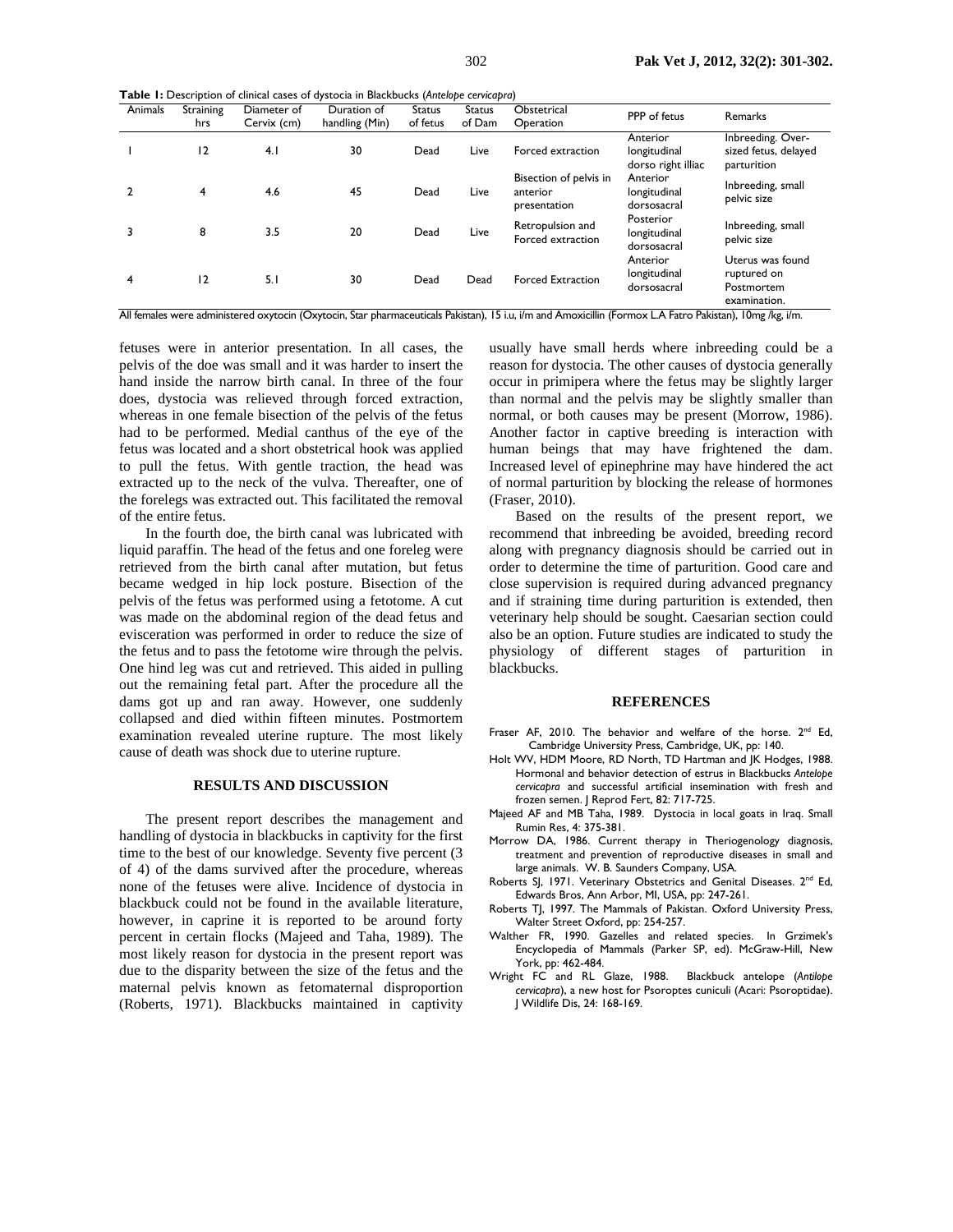**Table 1:** Description of clinical cases of dystocia in Blackbucks (*Antelope cervicapra*)

| Animals | Straining hrs | Diameter of Cervix (cm) | Duration of handling (Min) | Status of fetus | Status of Dam | Obstetrical Operation | PPP of fetus | Remarks |
|---|---|---|---|---|---|---|---|---|
| 1 | 12 | 4.1 | 30 | Dead | Live | Forced extraction | Anterior longitudinal dorso right illiac | Inbreeding. Over-sized fetus, delayed parturition |
| 2 | 4 | 4.6 | 45 | Dead | Live | Bisection of pelvis in anterior presentation | Anterior longitudinal dorsosacral | Inbreeding, small pelvic size |
| 3 | 8 | 3.5 | 20 | Dead | Live | Retropulsion and Forced extraction | Posterior longitudinal dorsosacral | Inbreeding, small pelvic size |
| 4 | 12 | 5.1 | 30 | Dead | Dead | Forced Extraction | Anterior longitudinal dorsosacral | Uterus was found ruptured on Postmortem examination. |

All females were administered oxytocin (Oxytocin, Star pharmaceuticals Pakistan), 15 i.u, i/m and Amoxicillin (Formox L.A Fatro Pakistan), 10mg /kg, i/m.

fetuses were in anterior presentation. In all cases, the pelvis of the doe was small and it was harder to insert the hand inside the narrow birth canal. In three of the four does, dystocia was relieved through forced extraction, whereas in one female bisection of the pelvis of the fetus had to be performed. Medial canthus of the eye of the fetus was located and a short obstetrical hook was applied to pull the fetus. With gentle traction, the head was extracted up to the neck of the vulva. Thereafter, one of the forelegs was extracted out. This facilitated the removal of the entire fetus.

In the fourth doe, the birth canal was lubricated with liquid paraffin. The head of the fetus and one foreleg were retrieved from the birth canal after mutation, but fetus became wedged in hip lock posture. Bisection of the pelvis of the fetus was performed using a fetotome. A cut was made on the abdominal region of the dead fetus and evisceration was performed in order to reduce the size of the fetus and to pass the fetotome wire through the pelvis. One hind leg was cut and retrieved. This aided in pulling out the remaining fetal part. After the procedure all the dams got up and ran away. However, one suddenly collapsed and died within fifteen minutes. Postmortem examination revealed uterine rupture. The most likely cause of death was shock due to uterine rupture.

## RESULTS AND DISCUSSION

The present report describes the management and handling of dystocia in blackbucks in captivity for the first time to the best of our knowledge. Seventy five percent (3 of 4) of the dams survived after the procedure, whereas none of the fetuses were alive. Incidence of dystocia in blackbuck could not be found in the available literature, however, in caprine it is reported to be around forty percent in certain flocks (Majeed and Taha, 1989). The most likely reason for dystocia in the present report was due to the disparity between the size of the fetus and the maternal pelvis known as fetomaternal disproportion (Roberts, 1971). Blackbucks maintained in captivity usually have small herds where inbreeding could be a reason for dystocia. The other causes of dystocia generally occur in primipera where the fetus may be slightly larger than normal and the pelvis may be slightly smaller than normal, or both causes may be present (Morrow, 1986). Another factor in captive breeding is interaction with human beings that may have frightened the dam. Increased level of epinephrine may have hindered the act of normal parturition by blocking the release of hormones (Fraser, 2010).

Based on the results of the present report, we recommend that inbreeding be avoided, breeding record along with pregnancy diagnosis should be carried out in order to determine the time of parturition. Good care and close supervision is required during advanced pregnancy and if straining time during parturition is extended, then veterinary help should be sought. Caesarian section could also be an option. Future studies are indicated to study the physiology of different stages of parturition in blackbucks.

## REFERENCES

Fraser AF, 2010. The behavior and welfare of the horse. 2nd Ed, Cambridge University Press, Cambridge, UK, pp: 140.

Holt WV, HDM Moore, RD North, TD Hartman and JK Hodges, 1988. Hormonal and behavior detection of estrus in Blackbucks *Antelope cervicapra* and successful artificial insemination with fresh and frozen semen. J Reprod Fert, 82: 717-725.

Majeed AF and MB Taha, 1989. Dystocia in local goats in Iraq. Small Rumin Res, 4: 375-381.

Morrow DA, 1986. Current therapy in Theriogenology diagnosis, treatment and prevention of reproductive diseases in small and large animals. W. B. Saunders Company, USA.

Roberts SJ, 1971. Veterinary Obstetrics and Genital Diseases. 2nd Ed, Edwards Bros, Ann Arbor, MI, USA, pp: 247-261.

Roberts TJ, 1997. The Mammals of Pakistan. Oxford University Press, Walter Street Oxford, pp: 254-257.

Walther FR, 1990. Gazelles and related species. In Grzimek's Encyclopedia of Mammals (Parker SP, ed). McGraw-Hill, New York, pp: 462-484.

Wright FC and RL Glaze, 1988. Blackbuck antelope (*Antilope cervicapra*), a new host for Psoroptes cuniculi (Acari: Psoroptidae). J Wildlife Dis, 24: 168-169.